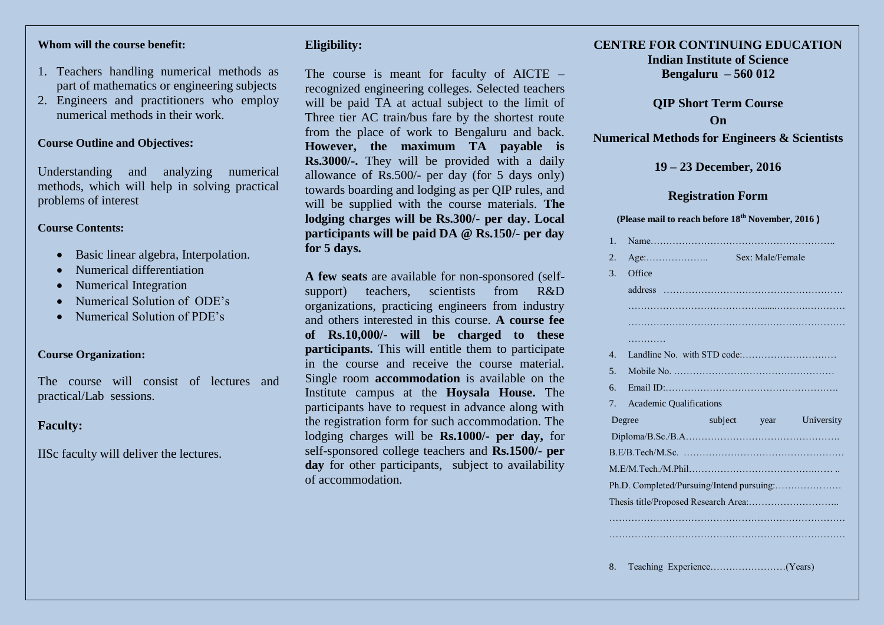**Whom will the course benefit:**

1. Teachers handling numerical methods as part of mathematics or engineering subjects
2. Engineers and practitioners who employ numerical methods in their work.

**Course Outline and Objectives:**

Understanding and analyzing numerical methods, which will help in solving practical problems of interest

**Course Contents:**

- Basic linear algebra, Interpolation.
- Numerical differentiation
- Numerical Integration
- Numerical Solution of ODE's
- Numerical Solution of PDE's

**Course Organization:**

The course will consist of lectures and practical/Lab sessions.

**Faculty:**

IISc faculty will deliver the lectures.

**Eligibility:**

The course is meant for faculty of AICTE – recognized engineering colleges. Selected teachers will be paid TA at actual subject to the limit of Three tier AC train/bus fare by the shortest route from the place of work to Bengaluru and back. **However, the maximum TA payable is Rs.3000/-.** They will be provided with a daily allowance of Rs.500/- per day (for 5 days only) towards boarding and lodging as per QIP rules, and will be supplied with the course materials. **The lodging charges will be Rs.300/- per day. Local participants will be paid DA @ Rs.150/- per day for 5 days.**

**A few seats** are available for non-sponsored (self-support) teachers, scientists from R&D organizations, practicing engineers from industry and others interested in this course. **A course fee of Rs.10,000/- will be charged to these participants.** This will entitle them to participate in the course and receive the course material. Single room **accommodation** is available on the Institute campus at the **Hoysala House.** The participants have to request in advance along with the registration form for such accommodation. The lodging charges will be **Rs.1000/- per day,** for self-sponsored college teachers and **Rs.1500/- per day** for other participants, subject to availability of accommodation.

**CENTRE FOR CONTINUING EDUCATION**
**Indian Institute of Science**
**Bengaluru – 560 012**

**QIP Short Term Course**
**On**
**Numerical Methods for Engineers & Scientists**

**19 – 23 December, 2016**

## Registration Form

**(Please mail to reach before 18th November, 2016 )**

1. Name…………………………………………………..
2. Age:……………….. Sex: Male/Female
3. Office address …………………………………………………
   ……………………………………………………………………
   ……………………………………………………………………
   …………
4. Landline No. with STD code:…………………………
5. Mobile No. ……………………………………………
6. Email ID:………………………………………………
7. Academic Qualifications

Degree subject year University

Diploma/B.Sc./B.A………………………………………….

B.E/B.Tech/M.Sc. ……………………………………………

M.E/M.Tech./M.Phil……………………………………… ..

Ph.D. Completed/Pursuing/Intend pursuing:…………………

Thesis title/Proposed Research Area:………………………..

………………………………………………………………….

………………………………………………………………….

8. Teaching Experience……………………(Years)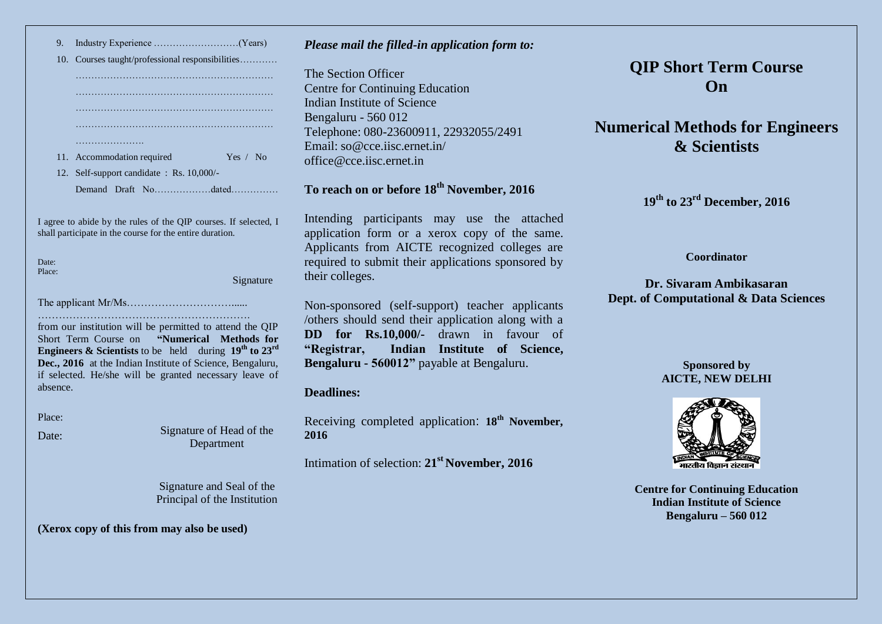9. Industry Experience ……………………….(Years)
10. Courses taught/professional responsibilities…………
………………………………………………………
………………………………………………………
………………………………………………………
………………………………………………………
………………….
11. Accommodation required Yes / No
12. Self-support candidate : Rs. 10,000/-
Demand Draft No………………dated……………

I agree to abide by the rules of the QIP courses. If selected, I shall participate in the course for the entire duration.

Date:
Place:

Signature

The applicant Mr/Ms………………………….....
……………………………………………………
from our institution will be permitted to attend the QIP Short Term Course on **"Numerical Methods for Engineers & Scientists** to be held during **19th to 23rd Dec., 2016** at the Indian Institute of Science, Bengaluru, if selected. He/she will be granted necessary leave of absence.

Place:
Date:

Signature of Head of the Department

Signature and Seal of the Principal of the Institution

**(Xerox copy of this from may also be used)**

***Please mail the filled-in application form to:***

The Section Officer
Centre for Continuing Education
Indian Institute of Science
Bengaluru - 560 012
Telephone: 080-23600911, 22932055/2491
Email: so@cce.iisc.ernet.in/
office@cce.iisc.ernet.in

**To reach on or before 18th November, 2016**

Intending participants may use the attached application form or a xerox copy of the same. Applicants from AICTE recognized colleges are required to submit their applications sponsored by their colleges.

Non-sponsored (self-support) teacher applicants /others should send their application along with a **DD for Rs.10,000/-** drawn in favour of **"Registrar, Indian Institute of Science, Bengaluru - 560012"** payable at Bengaluru.

**Deadlines:**

Receiving completed application: **18th November, 2016**

Intimation of selection: **21st November, 2016**

# QIP Short Term Course On

# Numerical Methods for Engineers & Scientists

**19th to 23rd December, 2016**

**Coordinator**

**Dr. Sivaram Ambikasaran**
**Dept. of Computational & Data Sciences**

**Sponsored by**
**AICTE, NEW DELHI**

**Centre for Continuing Education**
**Indian Institute of Science**
**Bengaluru – 560 012**